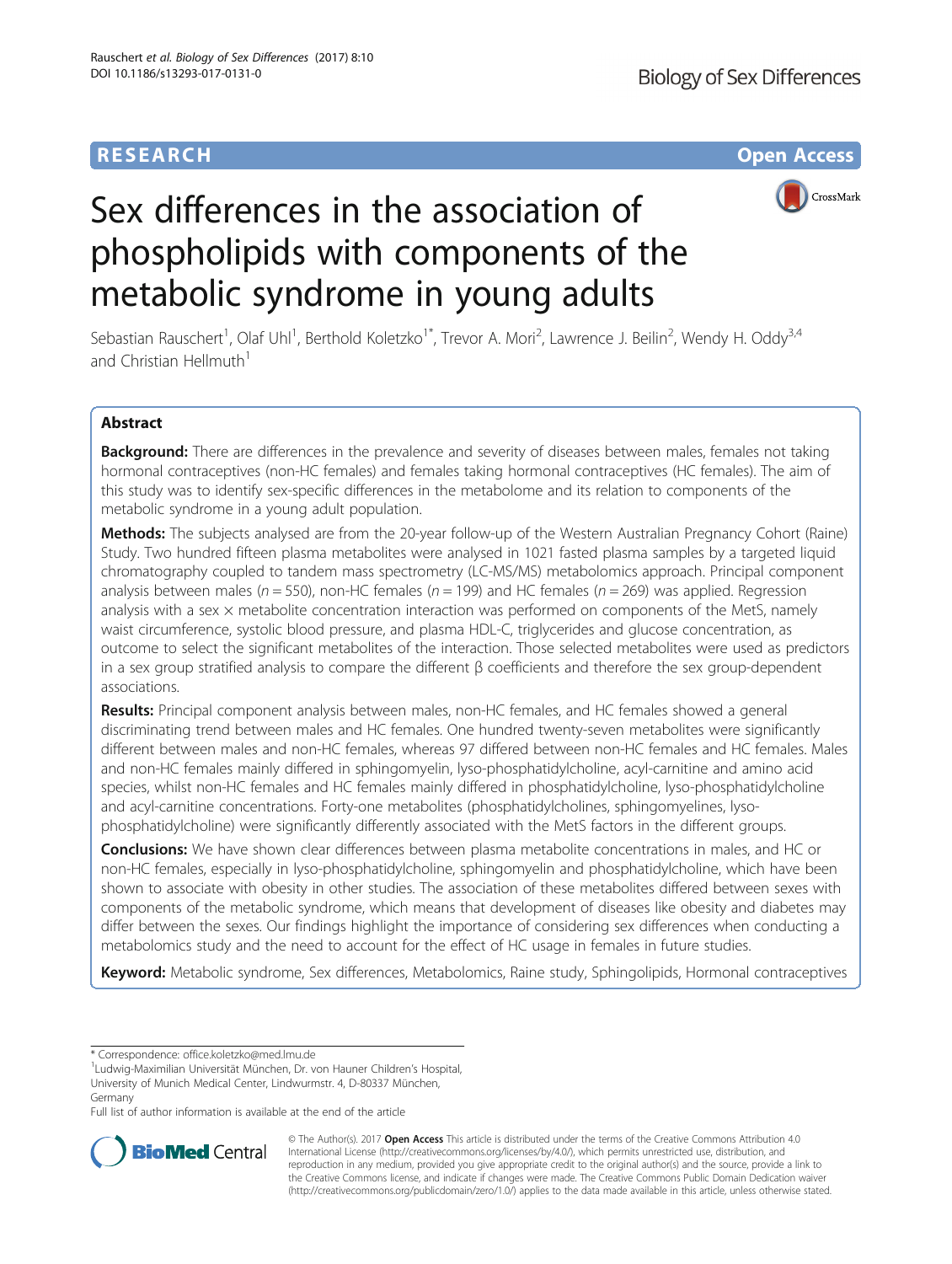**RESEARCH** **Open Access**

# Sex differences in the association of phospholipids with components of the metabolic syndrome in young adults

Sebastian Rauschert[1], Olaf Uhl[1], Berthold Koletzko[1*], Trevor A. Mori[2], Lawrence J. Beilin[2], Wendy H. Oddy[3,4] and Christian Hellmuth[1]

## Abstract

**Background:** There are differences in the prevalence and severity of diseases between males, females not taking hormonal contraceptives (non-HC females) and females taking hormonal contraceptives (HC females). The aim of this study was to identify sex-specific differences in the metabolome and its relation to components of the metabolic syndrome in a young adult population.

**Methods:** The subjects analysed are from the 20-year follow-up of the Western Australian Pregnancy Cohort (Raine) Study. Two hundred fifteen plasma metabolites were analysed in 1021 fasted plasma samples by a targeted liquid chromatography coupled to tandem mass spectrometry (LC-MS/MS) metabolomics approach. Principal component analysis between males ($n = 550$), non-HC females ($n = 199$) and HC females ($n = 269$) was applied. Regression analysis with a sex × metabolite concentration interaction was performed on components of the MetS, namely waist circumference, systolic blood pressure, and plasma HDL-C, triglycerides and glucose concentration, as outcome to select the significant metabolites of the interaction. Those selected metabolites were used as predictors in a sex group stratified analysis to compare the different β coefficients and therefore the sex group-dependent associations.

**Results:** Principal component analysis between males, non-HC females, and HC females showed a general discriminating trend between males and HC females. One hundred twenty-seven metabolites were significantly different between males and non-HC females, whereas 97 differed between non-HC females and HC females. Males and non-HC females mainly differed in sphingomyelin, lyso-phosphatidylcholine, acyl-carnitine and amino acid species, whilst non-HC females and HC females mainly differed in phosphatidylcholine, lyso-phosphatidylcholine and acyl-carnitine concentrations. Forty-one metabolites (phosphatidylcholines, sphingomyelines, lyso-phosphatidylcholine) were significantly differently associated with the MetS factors in the different groups.

**Conclusions:** We have shown clear differences between plasma metabolite concentrations in males, and HC or non-HC females, especially in lyso-phosphatidylcholine, sphingomyelin and phosphatidylcholine, which have been shown to associate with obesity in other studies. The association of these metabolites differed between sexes with components of the metabolic syndrome, which means that development of diseases like obesity and diabetes may differ between the sexes. Our findings highlight the importance of considering sex differences when conducting a metabolomics study and the need to account for the effect of HC usage in females in future studies.

**Keyword:** Metabolic syndrome, Sex differences, Metabolomics, Raine study, Sphingolipids, Hormonal contraceptives

\* Correspondence: office.koletzko@med.lmu.de
[1]Ludwig-Maximilian Universität München, Dr. von Hauner Children's Hospital, University of Munich Medical Center, Lindwurmstr. 4, D-80337 München, Germany
Full list of author information is available at the end of the article

© The Author(s). 2017 **Open Access** This article is distributed under the terms of the Creative Commons Attribution 4.0 International License (http://creativecommons.org/licenses/by/4.0/), which permits unrestricted use, distribution, and reproduction in any medium, provided you give appropriate credit to the original author(s) and the source, provide a link to the Creative Commons license, and indicate if changes were made. The Creative Commons Public Domain Dedication waiver (http://creativecommons.org/publicdomain/zero/1.0/) applies to the data made available in this article, unless otherwise stated.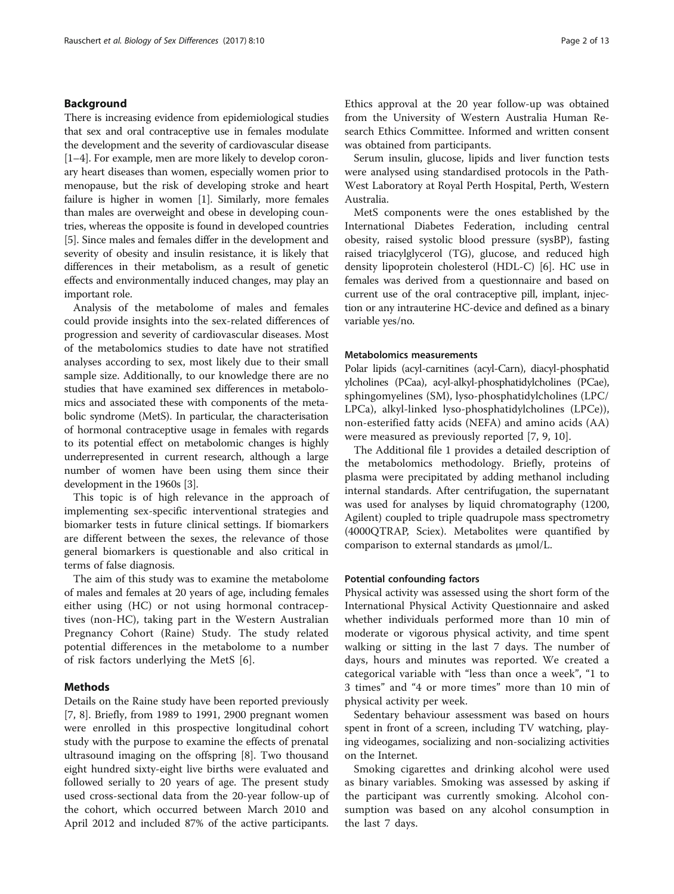## Background

There is increasing evidence from epidemiological studies that sex and oral contraceptive use in females modulate the development and the severity of cardiovascular disease [1–4]. For example, men are more likely to develop coronary heart diseases than women, especially women prior to menopause, but the risk of developing stroke and heart failure is higher in women [1]. Similarly, more females than males are overweight and obese in developing countries, whereas the opposite is found in developed countries [5]. Since males and females differ in the development and severity of obesity and insulin resistance, it is likely that differences in their metabolism, as a result of genetic effects and environmentally induced changes, may play an important role.

Analysis of the metabolome of males and females could provide insights into the sex-related differences of progression and severity of cardiovascular diseases. Most of the metabolomics studies to date have not stratified analyses according to sex, most likely due to their small sample size. Additionally, to our knowledge there are no studies that have examined sex differences in metabolomics and associated these with components of the metabolic syndrome (MetS). In particular, the characterisation of hormonal contraceptive usage in females with regards to its potential effect on metabolomic changes is highly underrepresented in current research, although a large number of women have been using them since their development in the 1960s [3].

This topic is of high relevance in the approach of implementing sex-specific interventional strategies and biomarker tests in future clinical settings. If biomarkers are different between the sexes, the relevance of those general biomarkers is questionable and also critical in terms of false diagnosis.

The aim of this study was to examine the metabolome of males and females at 20 years of age, including females either using (HC) or not using hormonal contraceptives (non-HC), taking part in the Western Australian Pregnancy Cohort (Raine) Study. The study related potential differences in the metabolome to a number of risk factors underlying the MetS [6].

## Methods

Details on the Raine study have been reported previously [7, 8]. Briefly, from 1989 to 1991, 2900 pregnant women were enrolled in this prospective longitudinal cohort study with the purpose to examine the effects of prenatal ultrasound imaging on the offspring [8]. Two thousand eight hundred sixty-eight live births were evaluated and followed serially to 20 years of age. The present study used cross-sectional data from the 20-year follow-up of the cohort, which occurred between March 2010 and April 2012 and included 87% of the active participants. Ethics approval at the 20 year follow-up was obtained from the University of Western Australia Human Research Ethics Committee. Informed and written consent was obtained from participants.

Serum insulin, glucose, lipids and liver function tests were analysed using standardised protocols in the Path-West Laboratory at Royal Perth Hospital, Perth, Western Australia.

MetS components were the ones established by the International Diabetes Federation, including central obesity, raised systolic blood pressure (sysBP), fasting raised triacylglycerol (TG), glucose, and reduced high density lipoprotein cholesterol (HDL-C) [6]. HC use in females was derived from a questionnaire and based on current use of the oral contraceptive pill, implant, injection or any intrauterine HC-device and defined as a binary variable yes/no.

### Metabolomics measurements

Polar lipids (acyl-carnitines (acyl-Carn), diacyl-phosphatidylcholines (PCaa), acyl-alkyl-phosphatidylcholines (PCae), sphingomyelines (SM), lyso-phosphatidylcholines (LPC/LPCa), alkyl-linked lyso-phosphatidylcholines (LPCe)), non-esterified fatty acids (NEFA) and amino acids (AA) were measured as previously reported [7, 9, 10].

The Additional file 1 provides a detailed description of the metabolomics methodology. Briefly, proteins of plasma were precipitated by adding methanol including internal standards. After centrifugation, the supernatant was used for analyses by liquid chromatography (1200, Agilent) coupled to triple quadrupole mass spectrometry (4000QTRAP, Sciex). Metabolites were quantified by comparison to external standards as μmol/L.

### Potential confounding factors

Physical activity was assessed using the short form of the International Physical Activity Questionnaire and asked whether individuals performed more than 10 min of moderate or vigorous physical activity, and time spent walking or sitting in the last 7 days. The number of days, hours and minutes was reported. We created a categorical variable with "less than once a week", "1 to 3 times" and "4 or more times" more than 10 min of physical activity per week.

Sedentary behaviour assessment was based on hours spent in front of a screen, including TV watching, playing videogames, socializing and non-socializing activities on the Internet.

Smoking cigarettes and drinking alcohol were used as binary variables. Smoking was assessed by asking if the participant was currently smoking. Alcohol consumption was based on any alcohol consumption in the last 7 days.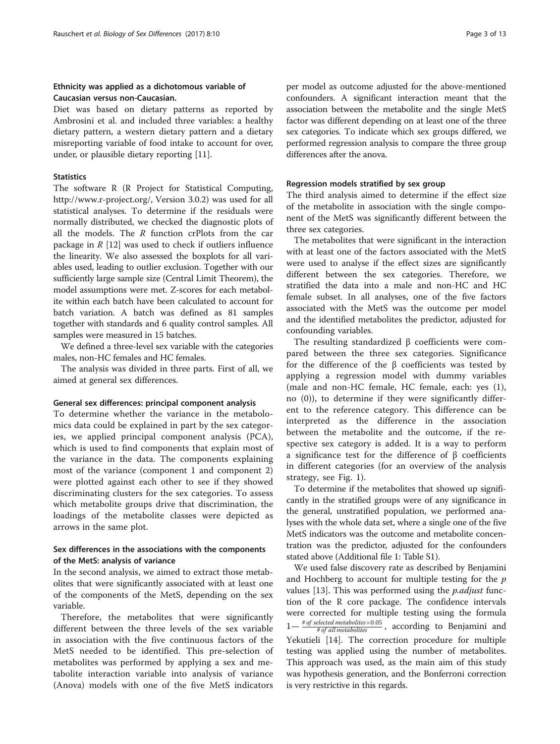#### Ethnicity was applied as a dichotomous variable of Caucasian versus non-Caucasian.

Diet was based on dietary patterns as reported by Ambrosini et al. and included three variables: a healthy dietary pattern, a western dietary pattern and a dietary misreporting variable of food intake to account for over, under, or plausible dietary reporting [11].

### Statistics

The software R (R Project for Statistical Computing, http://www.r-project.org/, Version 3.0.2) was used for all statistical analyses. To determine if the residuals were normally distributed, we checked the diagnostic plots of all the models. The *R* function crPlots from the car package in *R* [12] was used to check if outliers influence the linearity. We also assessed the boxplots for all variables used, leading to outlier exclusion. Together with our sufficiently large sample size (Central Limit Theorem), the model assumptions were met. Z-scores for each metabolite within each batch have been calculated to account for batch variation. A batch was defined as 81 samples together with standards and 6 quality control samples. All samples were measured in 15 batches.

We defined a three-level sex variable with the categories males, non-HC females and HC females.

The analysis was divided in three parts. First of all, we aimed at general sex differences.

#### General sex differences: principal component analysis

To determine whether the variance in the metabolomics data could be explained in part by the sex categories, we applied principal component analysis (PCA), which is used to find components that explain most of the variance in the data. The components explaining most of the variance (component 1 and component 2) were plotted against each other to see if they showed discriminating clusters for the sex categories. To assess which metabolite groups drive that discrimination, the loadings of the metabolite classes were depicted as arrows in the same plot.

### Sex differences in the associations with the components of the MetS: analysis of variance

In the second analysis, we aimed to extract those metabolites that were significantly associated with at least one of the components of the MetS, depending on the sex variable.

Therefore, the metabolites that were significantly different between the three levels of the sex variable in association with the five continuous factors of the MetS needed to be identified. This pre-selection of metabolites was performed by applying a sex and metabolite interaction variable into analysis of variance (Anova) models with one of the five MetS indicators per model as outcome adjusted for the above-mentioned confounders. A significant interaction meant that the association between the metabolite and the single MetS factor was different depending on at least one of the three sex categories. To indicate which sex groups differed, we performed regression analysis to compare the three group differences after the anova.

#### Regression models stratified by sex group

The third analysis aimed to determine if the effect size of the metabolite in association with the single component of the MetS was significantly different between the three sex categories.

The metabolites that were significant in the interaction with at least one of the factors associated with the MetS were used to analyse if the effect sizes are significantly different between the sex categories. Therefore, we stratified the data into a male and non-HC and HC female subset. In all analyses, one of the five factors associated with the MetS was the outcome per model and the identified metabolites the predictor, adjusted for confounding variables.

The resulting standardized β coefficients were compared between the three sex categories. Significance for the difference of the β coefficients was tested by applying a regression model with dummy variables (male and non-HC female, HC female, each: yes (1), no (0)), to determine if they were significantly different to the reference category. This difference can be interpreted as the difference in the association between the metabolite and the outcome, if the respective sex category is added. It is a way to perform a significance test for the difference of β coefficients in different categories (for an overview of the analysis strategy, see Fig. 1).

To determine if the metabolites that showed up significantly in the stratified groups were of any significance in the general, unstratified population, we performed analyses with the whole data set, where a single one of the five MetS indicators was the outcome and metabolite concentration was the predictor, adjusted for the confounders stated above (Additional file 1: Table S1).

We used false discovery rate as described by Benjamini and Hochberg to account for multiple testing for the $p$ values [13]. This was performed using the *p.adjust* function of the R core package. The confidence intervals were corrected for multiple testing using the formula $1 - \frac{\#\ of\ selected\ metabolites \times 0.05}{\#\ of\ all\ metabolites}$, according to Benjamini and Yekutieli [14]. The correction procedure for multiple testing was applied using the number of metabolites. This approach was used, as the main aim of this study was hypothesis generation, and the Bonferroni correction is very restrictive in this regards.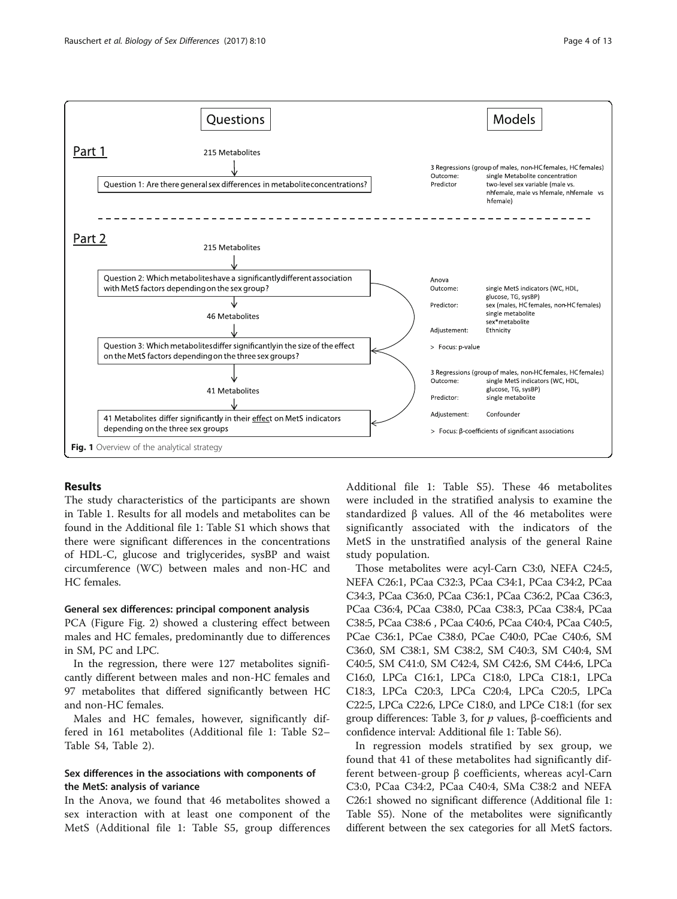| Questions | Models |
| --- | --- |
| **Part 1** | |
| 215 Metabolites ↓ | |
| Question 1: Are there general sex differences in metabolite concentrations? | 3 Regressions (group of males, non-HC females, HC females) Outcome: single Metabolite concentration Predictor: two-level sex variable (male vs. nhfemale, male vs hfemale, nhfemale vs hfemale) |
| **Part 2** | |
| 215 Metabolites ↓ | |
| Question 2: Which metabolites have a significantly different association with MetS factors depending on the sex group? | Anova Outcome: single MetS indicators (WC, HDL, glucose, TG, sysBP) Predictor: sex (males, HC females, non-HC females) single metabolite sex*metabolite Adjustement: Ethnicity > Focus: p-value |
| ↓ 46 Metabolites ↓ | |
| Question 3: Which metabolites differ significantly in the size of the effect on the MetS factors depending on the three sex groups? | 3 Regressions (group of males, non-HC females, HC females) Outcome: single MetS indicators (WC, HDL, glucose, TG, sysBP) Predictor: single metabolite Adjustement: Confounder > Focus: β-coefficients of significant associations |
| ↓ 41 Metabolites ↓ | |
| 41 Metabolites differ significantly in their effect on MetS indicators depending on the three sex groups | |

**Fig. 1** Overview of the analytical strategy

## Results

The study characteristics of the participants are shown in Table 1. Results for all models and metabolites can be found in the Additional file 1: Table S1 which shows that there were significant differences in the concentrations of HDL-C, glucose and triglycerides, sysBP and waist circumference (WC) between males and non-HC and HC females.

### General sex differences: principal component analysis

PCA (Figure Fig. 2) showed a clustering effect between males and HC females, predominantly due to differences in SM, PC and LPC.

In the regression, there were 127 metabolites significantly different between males and non-HC females and 97 metabolites that differed significantly between HC and non-HC females.

Males and HC females, however, significantly differed in 161 metabolites (Additional file 1: Table S2–Table S4, Table 2).

### Sex differences in the associations with components of the MetS: analysis of variance

In the Anova, we found that 46 metabolites showed a sex interaction with at least one component of the MetS (Additional file 1: Table S5, group differences Additional file 1: Table S5). These 46 metabolites were included in the stratified analysis to examine the standardized β values. All of the 46 metabolites were significantly associated with the indicators of the MetS in the unstratified analysis of the general Raine study population.

Those metabolites were acyl-Carn C3:0, NEFA C24:5, NEFA C26:1, PCaa C32:3, PCaa C34:1, PCaa C34:2, PCaa C34:3, PCaa C36:0, PCaa C36:1, PCaa C36:2, PCaa C36:3, PCaa C36:4, PCaa C38:0, PCaa C38:3, PCaa C38:4, PCaa C38:5, PCaa C38:6 , PCaa C40:6, PCaa C40:4, PCaa C40:5, PCae C36:1, PCae C38:0, PCae C40:0, PCae C40:6, SM C36:0, SM C38:1, SM C38:2, SM C40:3, SM C40:4, SM C40:5, SM C41:0, SM C42:4, SM C42:6, SM C44:6, LPCa C16:0, LPCa C16:1, LPCa C18:0, LPCa C18:1, LPCa C18:3, LPCa C20:3, LPCa C20:4, LPCa C20:5, LPCa C22:5, LPCa C22:6, LPCe C18:0, and LPCe C18:1 (for sex group differences: Table 3, for *p* values, β-coefficients and confidence interval: Additional file 1: Table S6).

In regression models stratified by sex group, we found that 41 of these metabolites had significantly different between-group β coefficients, whereas acyl-Carn C3:0, PCaa C34:2, PCaa C40:4, SMa C38:2 and NEFA C26:1 showed no significant difference (Additional file 1: Table S5). None of the metabolites were significantly different between the sex categories for all MetS factors.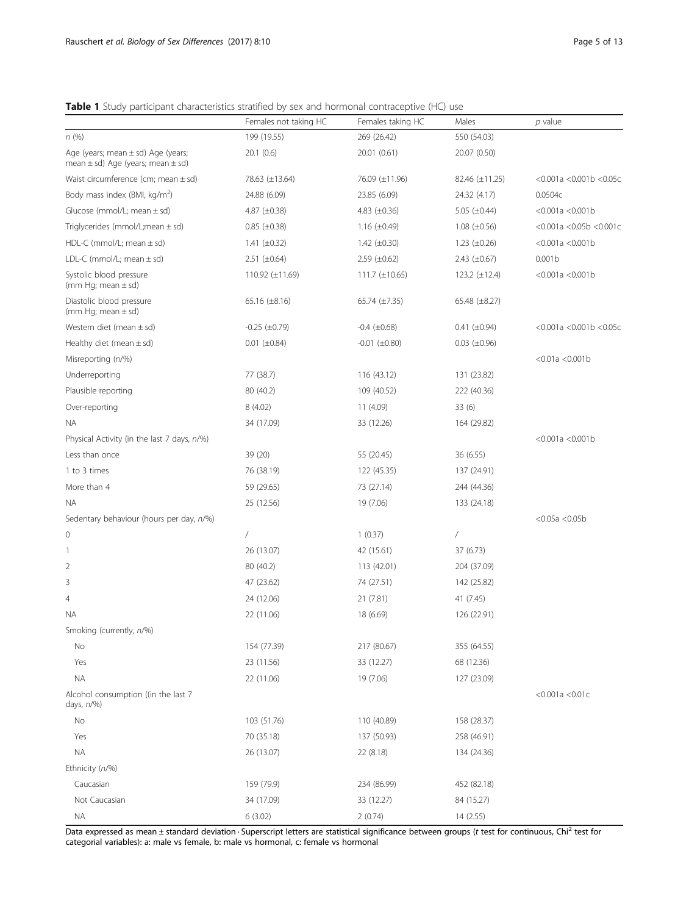**Table 1** Study participant characteristics stratified by sex and hormonal contraceptive (HC) use

| | Females not taking HC | Females taking HC | Males | *p* value |
|---|---|---|---|---|
| *n* (%) | 199 (19.55) | 269 (26.42) | 550 (54.03) | |
| Age (years; mean ± sd) Age (years; mean ± sd) Age (years; mean ± sd) | 20.1 (0.6) | 20.01 (0.61) | 20.07 (0.50) | |
| Waist circumference (cm; mean ± sd) | 78.63 (±13.64) | 76.09 (±11.96) | 82.46 (±11.25) | <0.001a <0.001b <0.05c |
| Body mass index (BMI, kg/m$^2$) | 24.88 (6.09) | 23.85 (6.09) | 24.32 (4.17) | 0.0504c |
| Glucose (mmol/L; mean ± sd) | 4.87 (±0.38) | 4.83 (±0.36) | 5.05 (±0.44) | <0.001a <0.001b |
| Triglycerides (mmol/L;mean ± sd) | 0.85 (±0.38) | 1.16 (±0.49) | 1.08 (±0.56) | <0.001a <0.05b <0.001c |
| HDL-C (mmol/L; mean ± sd) | 1.41 (±0.32) | 1.42 (±0.30) | 1.23 (±0.26) | <0.001a <0.001b |
| LDL-C (mmol/L; mean ± sd) | 2.51 (±0.64) | 2.59 (±0.62) | 2.43 (±0.67) | 0.001b |
| Systolic blood pressure (mm Hg; mean ± sd) | 110.92 (±11.69) | 111.7 (±10.65) | 123.2 (±12.4) | <0.001a <0.001b |
| Diastolic blood pressure (mm Hg; mean ± sd) | 65.16 (±8.16) | 65.74 (±7.35) | 65.48 (±8.27) | |
| Western diet (mean ± sd) | -0.25 (±0.79) | -0.4 (±0.68) | 0.41 (±0.94) | <0.001a <0.001b <0.05c |
| Healthy diet (mean ± sd) | 0.01 (±0.84) | -0.01 (±0.80) | 0.03 (±0.96) | |
| Misreporting (*n*/%) | | | | <0.01a <0.001b |
| Underreporting | 77 (38.7) | 116 (43.12) | 131 (23.82) | |
| Plausible reporting | 80 (40.2) | 109 (40.52) | 222 (40.36) | |
| Over-reporting | 8 (4.02) | 11 (4.09) | 33 (6) | |
| NA | 34 (17.09) | 33 (12.26) | 164 (29.82) | |
| Physical Activity (in the last 7 days, *n*/%) | | | | <0.001a <0.001b |
| Less than once | 39 (20) | 55 (20.45) | 36 (6.55) | |
| 1 to 3 times | 76 (38.19) | 122 (45.35) | 137 (24.91) | |
| More than 4 | 59 (29.65) | 73 (27.14) | 244 (44.36) | |
| NA | 25 (12.56) | 19 (7.06) | 133 (24.18) | |
| Sedentary behaviour (hours per day, *n*/%) | | | | <0.05a <0.05b |
| 0 | / | 1 (0.37) | / | |
| 1 | 26 (13.07) | 42 (15.61) | 37 (6.73) | |
| 2 | 80 (40.2) | 113 (42.01) | 204 (37.09) | |
| 3 | 47 (23.62) | 74 (27.51) | 142 (25.82) | |
| 4 | 24 (12.06) | 21 (7.81) | 41 (7.45) | |
| NA | 22 (11.06) | 18 (6.69) | 126 (22.91) | |
| Smoking (currently, *n*/%) | | | | |
| No | 154 (77.39) | 217 (80.67) | 355 (64.55) | |
| Yes | 23 (11.56) | 33 (12.27) | 68 (12.36) | |
| NA | 22 (11.06) | 19 (7.06) | 127 (23.09) | |
| Alcohol consumption ((in the last 7 days, *n*/%) | | | | <0.001a <0.01c |
| No | 103 (51.76) | 110 (40.89) | 158 (28.37) | |
| Yes | 70 (35.18) | 137 (50.93) | 258 (46.91) | |
| NA | 26 (13.07) | 22 (8.18) | 134 (24.36) | |
| Ethnicity (*n*/%) | | | | |
| Caucasian | 159 (79.9) | 234 (86.99) | 452 (82.18) | |
| Not Caucasian | 34 (17.09) | 33 (12.27) | 84 (15.27) | |
| NA | 6 (3.02) | 2 (0.74) | 14 (2.55) | |

Data expressed as mean ± standard deviation · Superscript letters are statistical significance between groups (*t* test for continuous, Chi$^2$ test for categorial variables): a: male vs female, b: male vs hormonal, c: female vs hormonal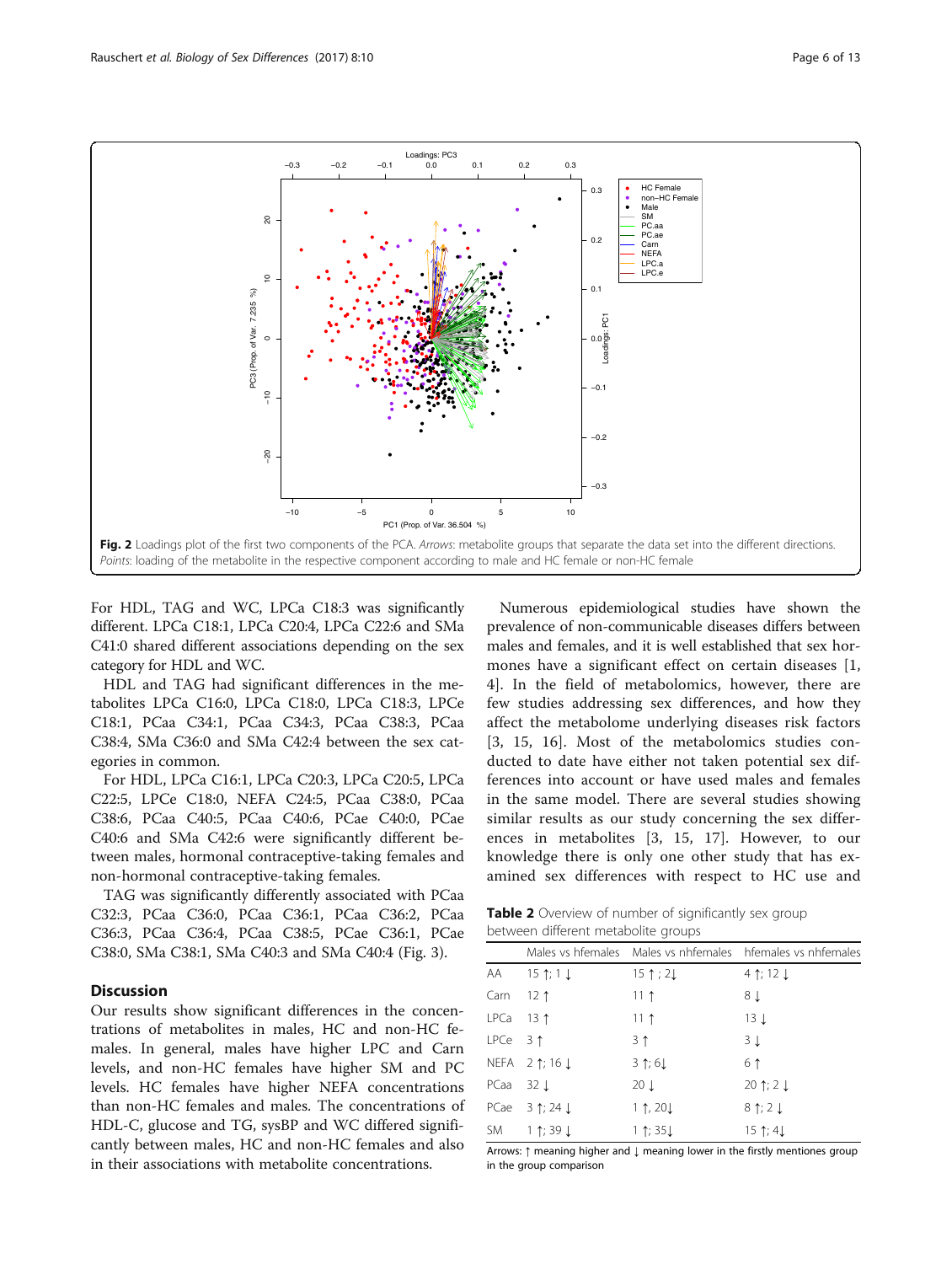Fig. 2 Loadings plot of the first two components of the PCA. *Arrows*: metabolite groups that separate the data set into the different directions. *Points*: loading of the metabolite in the respective component according to male and HC female or non-HC female

For HDL, TAG and WC, LPCa C18:3 was significantly different. LPCa C18:1, LPCa C20:4, LPCa C22:6 and SMa C41:0 shared different associations depending on the sex category for HDL and WC.

HDL and TAG had significant differences in the metabolites LPCa C16:0, LPCa C18:0, LPCa C18:3, LPCe C18:1, PCaa C34:1, PCaa C34:3, PCaa C38:3, PCaa C38:4, SMa C36:0 and SMa C42:4 between the sex categories in common.

For HDL, LPCa C16:1, LPCa C20:3, LPCa C20:5, LPCa C22:5, LPCe C18:0, NEFA C24:5, PCaa C38:0, PCaa C38:6, PCaa C40:5, PCaa C40:6, PCae C40:0, PCae C40:6 and SMa C42:6 were significantly different between males, hormonal contraceptive-taking females and non-hormonal contraceptive-taking females.

TAG was significantly differently associated with PCaa C32:3, PCaa C36:0, PCaa C36:1, PCaa C36:2, PCaa C36:3, PCaa C36:4, PCaa C38:5, PCae C36:1, PCae C38:0, SMa C38:1, SMa C40:3 and SMa C40:4 (Fig. 3).

## Discussion

Our results show significant differences in the concentrations of metabolites in males, HC and non-HC females. In general, males have higher LPC and Carn levels, and non-HC females have higher SM and PC levels. HC females have higher NEFA concentrations than non-HC females and males. The concentrations of HDL-C, glucose and TG, sysBP and WC differed significantly between males, HC and non-HC females and also in their associations with metabolite concentrations.

Numerous epidemiological studies have shown the prevalence of non-communicable diseases differs between males and females, and it is well established that sex hormones have a significant effect on certain diseases [1, 4]. In the field of metabolomics, however, there are few studies addressing sex differences, and how they affect the metabolome underlying diseases risk factors [3, 15, 16]. Most of the metabolomics studies conducted to date have either not taken potential sex differences into account or have used males and females in the same model. There are several studies showing similar results as our study concerning the sex differences in metabolites [3, 15, 17]. However, to our knowledge there is only one other study that has examined sex differences with respect to HC use and

**Table 2** Overview of number of significantly sex group between different metabolite groups

| | Males vs hfemales | Males vs nhfemales | hfemales vs nhfemales |
|---|---|---|---|
| AA | 15 ↑; 1 ↓ | 15 ↑ ; 2↓ | 4 ↑; 12 ↓ |
| Carn | 12 ↑ | 11 ↑ | 8 ↓ |
| LPCa | 13 ↑ | 11 ↑ | 13 ↓ |
| LPCe | 3 ↑ | 3 ↑ | 3 ↓ |
| NEFA | 2 ↑; 16 ↓ | 3 ↑; 6↓ | 6 ↑ |
| PCaa | 32 ↓ | 20 ↓ | 20 ↑; 2 ↓ |
| PCae | 3 ↑; 24 ↓ | 1 ↑, 20↓ | 8 ↑; 2 ↓ |
| SM | 1 ↑; 39 ↓ | 1 ↑; 35↓ | 15 ↑; 4↓ |

Arrows: ↑ meaning higher and ↓ meaning lower in the firstly mentiones group in the group comparison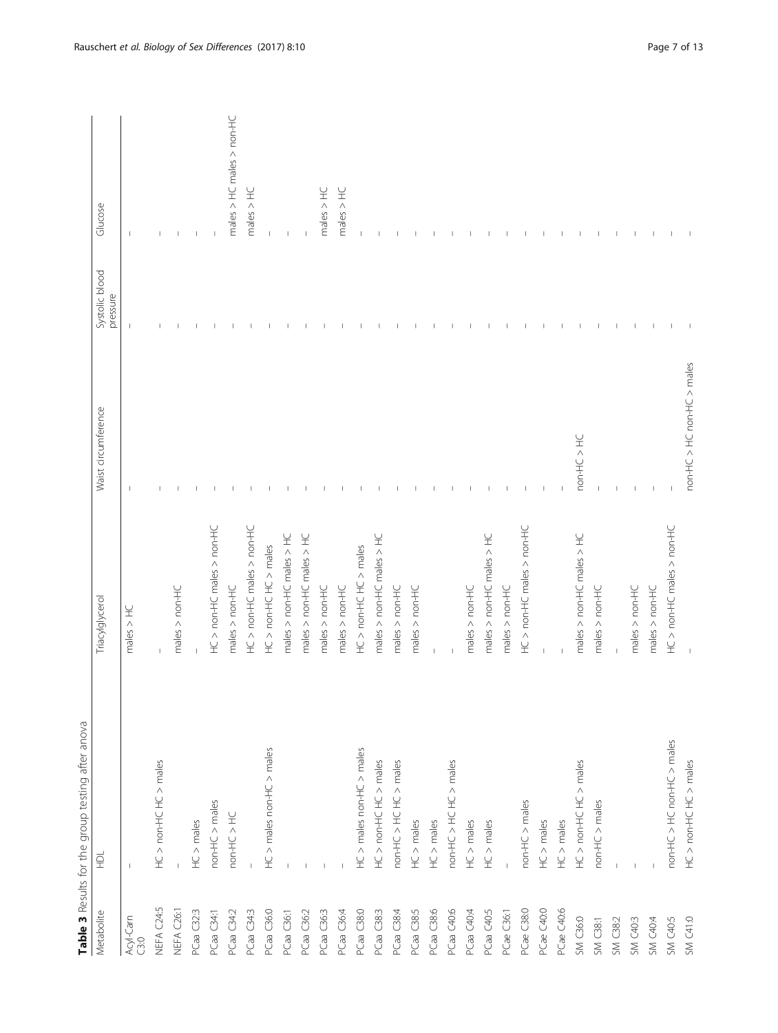**Table 3** Results for the group testing after anova

| Metabolite | HDL | Triacylglycerol | Waist circumference | Systolic blood pressure | Glucose |
|---|---|---|---|---|---|
| Acyl-Carn C3:0 | – | males > HC | – | – | – |
| NEFA C24:5 | HC > non-HC HC > males | – | – | – | – |
| NEFA C26:1 | – | males > non-HC | – | – | – |
| PCaa C32:3 | HC > males | – | – | – | – |
| PCaa C34:1 | non-HC > males | HC > non-HC males > non-HC | – | – | – |
| PCaa C34:2 | non-HC > HC | males > non-HC | – | – | males > HC males > non-HC |
| PCaa C34:3 | – | HC > non-HC males > non-HC | – | – | males > HC |
| PCaa C36:0 | HC > males non-HC > males | HC > non-HC HC > males | – | – | – |
| PCaa C36:1 | – | males > non-HC males > HC | – | – | – |
| PCaa C36:2 | – | males > non-HC males > HC | – | – | – |
| PCaa C36:3 | – | males > non-HC | – | – | males > HC |
| PCaa C36:4 | – | males > non-HC | – | – | males > HC |
| PCaa C38:0 | HC > males non-HC > males | HC > non-HC HC > males | – | – | – |
| PCaa C38:3 | HC > non-HC HC > males | males > non-HC males > HC | – | – | – |
| PCaa C38:4 | non-HC > HC HC > males | males > non-HC | – | – | – |
| PCaa C38:5 | HC > males | males > non-HC | – | – | – |
| PCaa C38:6 | HC > males | – | – | – | – |
| PCaa C40:6 | non-HC > HC HC > males | – | – | – | – |
| PCaa C40:4 | HC > males | males > non-HC | – | – | – |
| PCaa C40:5 | HC > males | males > non-HC males > HC | – | – | – |
| PCae C36:1 | – | males > non-HC | – | – | – |
| PCae C38:0 | non-HC > males | HC > non-HC males > non-HC | – | – | – |
| PCae C40:0 | HC > males | – | – | – | – |
| PCae C40:6 | HC > males | – | – | – | – |
| SM C36:0 | HC > non-HC HC > males | males > non-HC males > HC | non-HC > HC | – | – |
| SM C38:1 | non-HC > males | males > non-HC | – | – | – |
| SM C38:2 | – | – | – | – | – |
| SM C40:3 | – | males > non-HC | – | – | – |
| SM C40:4 | – | males > non-HC | – | – | – |
| SM C40:5 | non-HC > HC non-HC > males | HC > non-HC males > non-HC | – | – | – |
| SM C41:0 | HC > non-HC HC > males | – | non-HC > HC non-HC > males | – | – |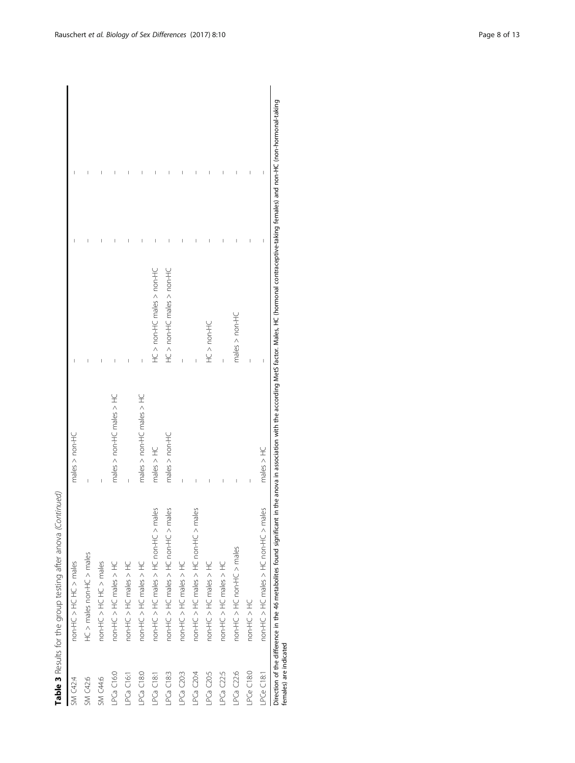**Table 3** Results for the group testing after anova *(Continued)*

| | | | | | |
|---|---|---|---|---|---|
| SM C42:4 | non-HC > HC HC > males | males > non-HC | – | – | – |
| SM C42:6 | HC > males non-HC > males | – | – | – | – |
| SM C44:6 | non-HC > HC HC > males | – | – | – | – |
| LPCa C16:0 | non-HC > HC males > HC | males > non-HC males > HC | – | – | – |
| LPCa C16:1 | non-HC > HC males > HC | – | – | – | – |
| LPCa C18:0 | non-HC > HC males > HC | males > non-HC males > HC | – | – | – |
| LPCa C18:1 | non-HC > HC males > HC non-HC > males | males > HC | HC > non-HC males > non-HC | – | – |
| LPCa C18:3 | non-HC > HC males > HC non-HC > males | males > non-HC | HC > non-HC males > non-HC | – | – |
| LPCa C20:3 | non-HC > HC males > HC | – | – | – | – |
| LPCa C20:4 | non-HC > HC males > HC non-HC > males | – | – | – | – |
| LPCa C20:5 | non-HC > HC males > HC | – | HC > non-HC | – | – |
| LPCa C22:5 | non-HC > HC males > HC | – | – | – | – |
| LPCa C22:6 | non-HC > HC non-HC > males | – | males > non-HC | – | – |
| LPCe C18:0 | non-HC > HC | – | – | – | – |
| LPCe C18:1 | non-HC > HC males > HC non-HC > males | males > HC | – | – | – |

Direction of the difference in the 46 metabolites found significant in the anova in association with the according MetS factor. Males, HC (hormonal contraceptive-taking females) and non-HC (non-hormonal-taking females) are indicated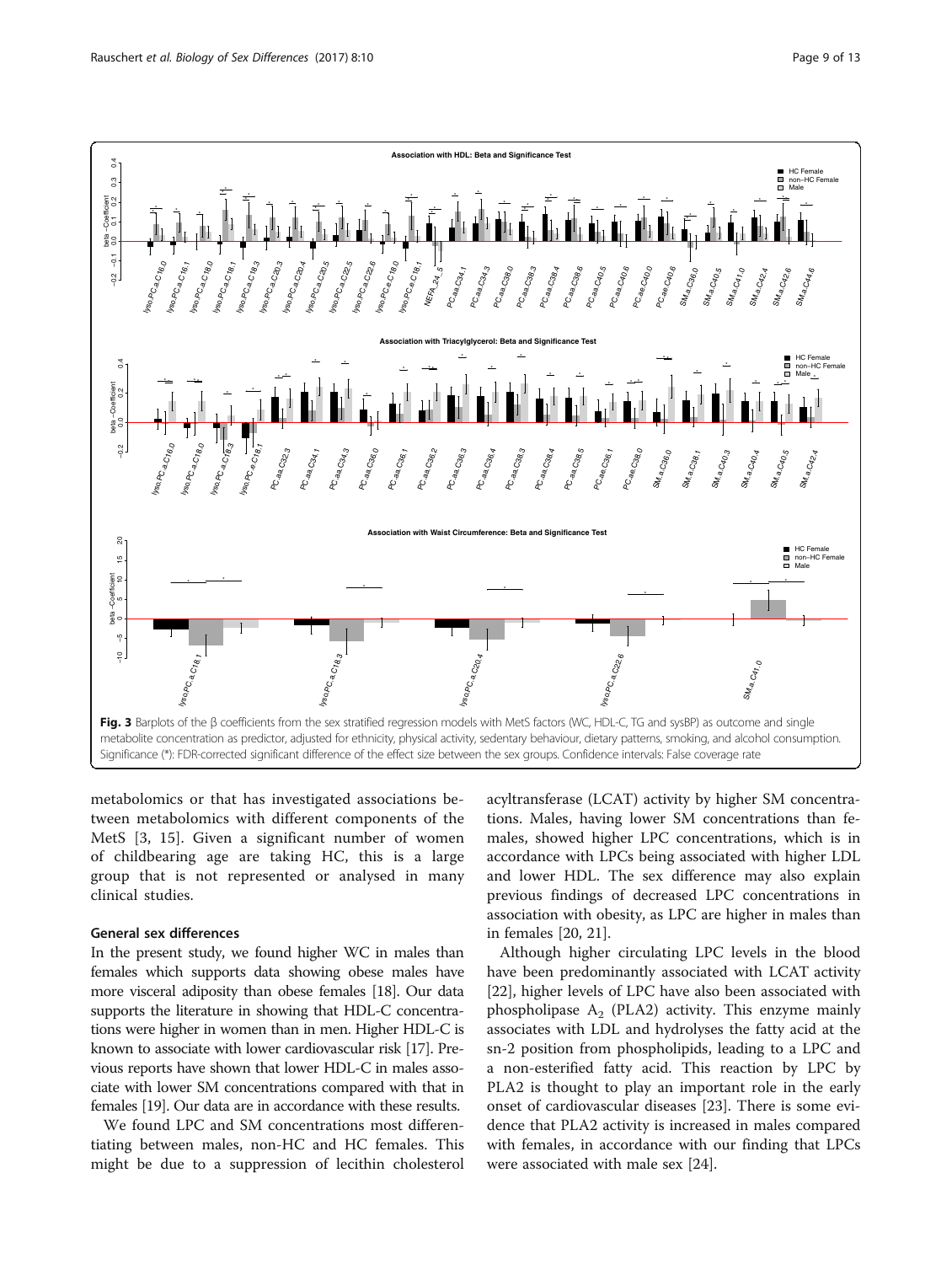**Fig. 3** Barplots of the β coefficients from the sex stratified regression models with MetS factors (WC, HDL-C, TG and sysBP) as outcome and single metabolite concentration as predictor, adjusted for ethnicity, physical activity, sedentary behaviour, dietary patterns, smoking, and alcohol consumption. Significance (*): FDR-corrected significant difference of the effect size between the sex groups. Confidence intervals: False coverage rate

metabolomics or that has investigated associations between metabolomics with different components of the MetS [3, 15]. Given a significant number of women of childbearing age are taking HC, this is a large group that is not represented or analysed in many clinical studies.

## General sex differences

In the present study, we found higher WC in males than females which supports data showing obese males have more visceral adiposity than obese females [18]. Our data supports the literature in showing that HDL-C concentrations were higher in women than in men. Higher HDL-C is known to associate with lower cardiovascular risk [17]. Previous reports have shown that lower HDL-C in males associate with lower SM concentrations compared with that in females [19]. Our data are in accordance with these results.

We found LPC and SM concentrations most differentiating between males, non-HC and HC females. This might be due to a suppression of lecithin cholesterol acyltransferase (LCAT) activity by higher SM concentrations. Males, having lower SM concentrations than females, showed higher LPC concentrations, which is in accordance with LPCs being associated with higher LDL and lower HDL. The sex difference may also explain previous findings of decreased LPC concentrations in association with obesity, as LPC are higher in males than in females [20, 21].

Although higher circulating LPC levels in the blood have been predominantly associated with LCAT activity [22], higher levels of LPC have also been associated with phospholipase $A_2$ (PLA2) activity. This enzyme mainly associates with LDL and hydrolyses the fatty acid at the sn-2 position from phospholipids, leading to a LPC and a non-esterified fatty acid. This reaction by LPC by PLA2 is thought to play an important role in the early onset of cardiovascular diseases [23]. There is some evidence that PLA2 activity is increased in males compared with females, in accordance with our finding that LPCs were associated with male sex [24].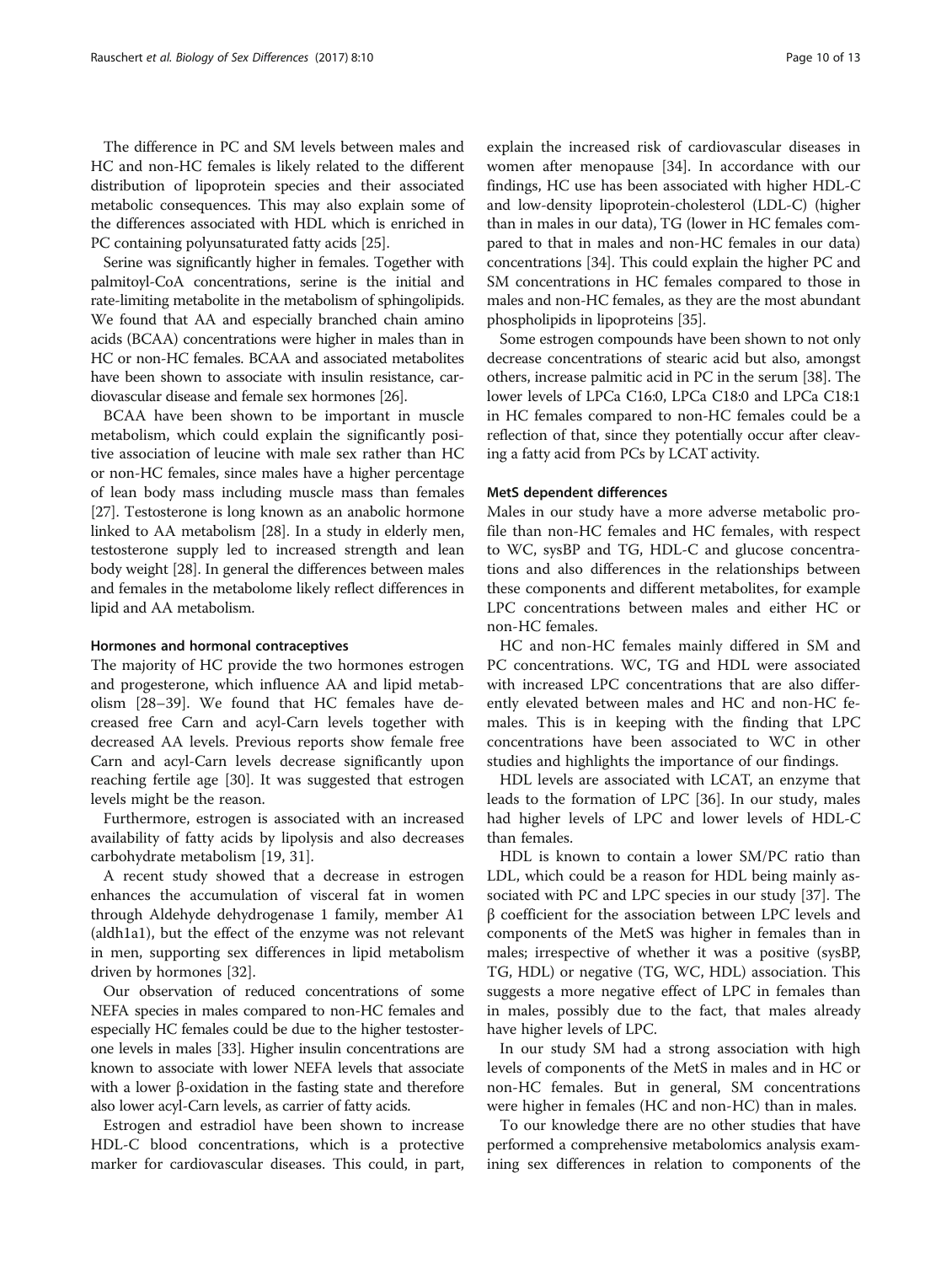The difference in PC and SM levels between males and HC and non-HC females is likely related to the different distribution of lipoprotein species and their associated metabolic consequences. This may also explain some of the differences associated with HDL which is enriched in PC containing polyunsaturated fatty acids [25].

Serine was significantly higher in females. Together with palmitoyl-CoA concentrations, serine is the initial and rate-limiting metabolite in the metabolism of sphingolipids. We found that AA and especially branched chain amino acids (BCAA) concentrations were higher in males than in HC or non-HC females. BCAA and associated metabolites have been shown to associate with insulin resistance, cardiovascular disease and female sex hormones [26].

BCAA have been shown to be important in muscle metabolism, which could explain the significantly positive association of leucine with male sex rather than HC or non-HC females, since males have a higher percentage of lean body mass including muscle mass than females [27]. Testosterone is long known as an anabolic hormone linked to AA metabolism [28]. In a study in elderly men, testosterone supply led to increased strength and lean body weight [28]. In general the differences between males and females in the metabolome likely reflect differences in lipid and AA metabolism.

#### Hormones and hormonal contraceptives

The majority of HC provide the two hormones estrogen and progesterone, which influence AA and lipid metabolism [28–39]. We found that HC females have decreased free Carn and acyl-Carn levels together with decreased AA levels. Previous reports show female free Carn and acyl-Carn levels decrease significantly upon reaching fertile age [30]. It was suggested that estrogen levels might be the reason.

Furthermore, estrogen is associated with an increased availability of fatty acids by lipolysis and also decreases carbohydrate metabolism [19, 31].

A recent study showed that a decrease in estrogen enhances the accumulation of visceral fat in women through Aldehyde dehydrogenase 1 family, member A1 (aldh1a1), but the effect of the enzyme was not relevant in men, supporting sex differences in lipid metabolism driven by hormones [32].

Our observation of reduced concentrations of some NEFA species in males compared to non-HC females and especially HC females could be due to the higher testosterone levels in males [33]. Higher insulin concentrations are known to associate with lower NEFA levels that associate with a lower β-oxidation in the fasting state and therefore also lower acyl-Carn levels, as carrier of fatty acids.

Estrogen and estradiol have been shown to increase HDL-C blood concentrations, which is a protective marker for cardiovascular diseases. This could, in part, explain the increased risk of cardiovascular diseases in women after menopause [34]. In accordance with our findings, HC use has been associated with higher HDL-C and low-density lipoprotein-cholesterol (LDL-C) (higher than in males in our data), TG (lower in HC females compared to that in males and non-HC females in our data) concentrations [34]. This could explain the higher PC and SM concentrations in HC females compared to those in males and non-HC females, as they are the most abundant phospholipids in lipoproteins [35].

Some estrogen compounds have been shown to not only decrease concentrations of stearic acid but also, amongst others, increase palmitic acid in PC in the serum [38]. The lower levels of LPCa C16:0, LPCa C18:0 and LPCa C18:1 in HC females compared to non-HC females could be a reflection of that, since they potentially occur after cleaving a fatty acid from PCs by LCAT activity.

#### MetS dependent differences

Males in our study have a more adverse metabolic profile than non-HC females and HC females, with respect to WC, sysBP and TG, HDL-C and glucose concentrations and also differences in the relationships between these components and different metabolites, for example LPC concentrations between males and either HC or non-HC females.

HC and non-HC females mainly differed in SM and PC concentrations. WC, TG and HDL were associated with increased LPC concentrations that are also differently elevated between males and HC and non-HC females. This is in keeping with the finding that LPC concentrations have been associated to WC in other studies and highlights the importance of our findings.

HDL levels are associated with LCAT, an enzyme that leads to the formation of LPC [36]. In our study, males had higher levels of LPC and lower levels of HDL-C than females.

HDL is known to contain a lower SM/PC ratio than LDL, which could be a reason for HDL being mainly associated with PC and LPC species in our study [37]. The β coefficient for the association between LPC levels and components of the MetS was higher in females than in males; irrespective of whether it was a positive (sysBP, TG, HDL) or negative (TG, WC, HDL) association. This suggests a more negative effect of LPC in females than in males, possibly due to the fact, that males already have higher levels of LPC.

In our study SM had a strong association with high levels of components of the MetS in males and in HC or non-HC females. But in general, SM concentrations were higher in females (HC and non-HC) than in males.

To our knowledge there are no other studies that have performed a comprehensive metabolomics analysis examining sex differences in relation to components of the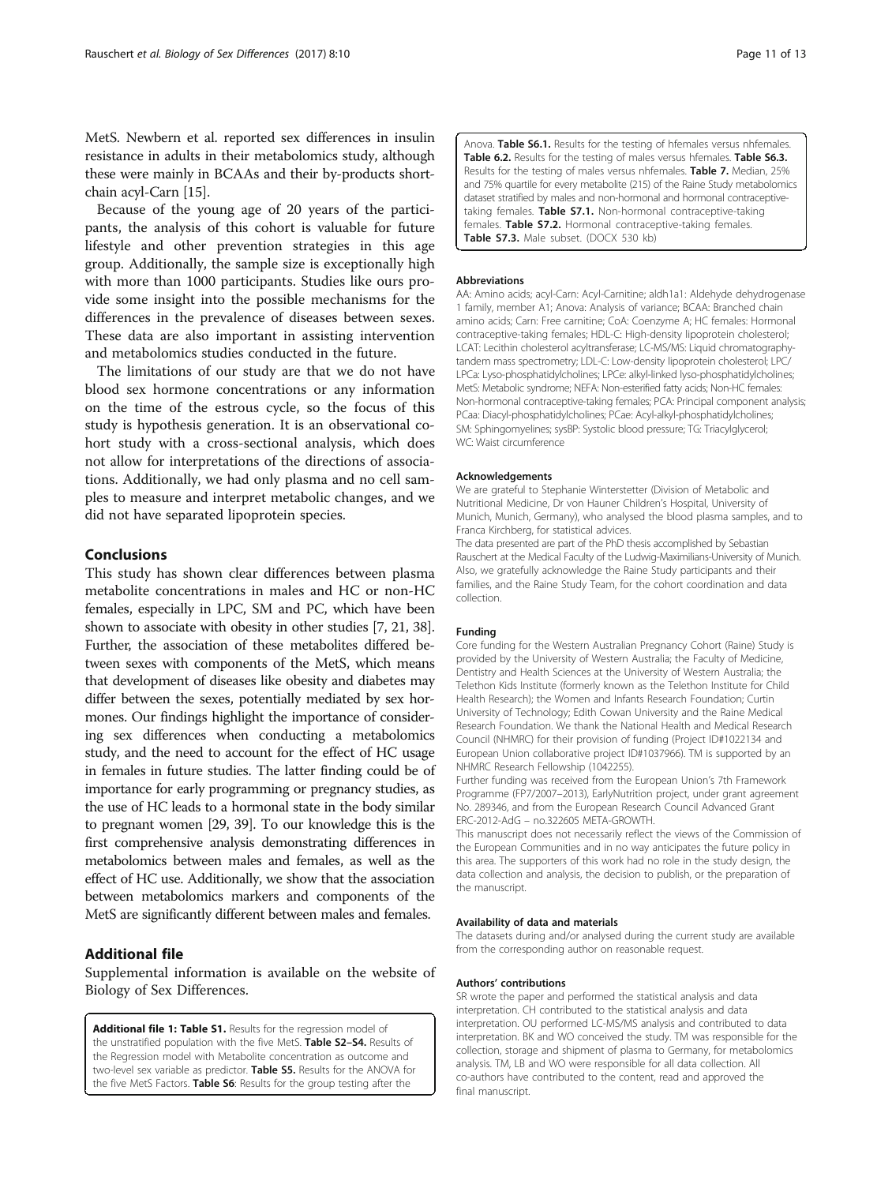MetS. Newbern et al. reported sex differences in insulin resistance in adults in their metabolomics study, although these were mainly in BCAAs and their by-products short-chain acyl-Carn [15].

Because of the young age of 20 years of the participants, the analysis of this cohort is valuable for future lifestyle and other prevention strategies in this age group. Additionally, the sample size is exceptionally high with more than 1000 participants. Studies like ours provide some insight into the possible mechanisms for the differences in the prevalence of diseases between sexes. These data are also important in assisting intervention and metabolomics studies conducted in the future.

The limitations of our study are that we do not have blood sex hormone concentrations or any information on the time of the estrous cycle, so the focus of this study is hypothesis generation. It is an observational cohort study with a cross-sectional analysis, which does not allow for interpretations of the directions of associations. Additionally, we had only plasma and no cell samples to measure and interpret metabolic changes, and we did not have separated lipoprotein species.

## Conclusions

This study has shown clear differences between plasma metabolite concentrations in males and HC or non-HC females, especially in LPC, SM and PC, which have been shown to associate with obesity in other studies [7, 21, 38]. Further, the association of these metabolites differed between sexes with components of the MetS, which means that development of diseases like obesity and diabetes may differ between the sexes, potentially mediated by sex hormones. Our findings highlight the importance of considering sex differences when conducting a metabolomics study, and the need to account for the effect of HC usage in females in future studies. The latter finding could be of importance for early programming or pregnancy studies, as the use of HC leads to a hormonal state in the body similar to pregnant women [29, 39]. To our knowledge this is the first comprehensive analysis demonstrating differences in metabolomics between males and females, as well as the effect of HC use. Additionally, we show that the association between metabolomics markers and components of the MetS are significantly different between males and females.

## Additional file

Supplemental information is available on the website of Biology of Sex Differences.

**Additional file 1: Table S1.** Results for the regression model of the unstratified population with the five MetS. **Table S2–S4.** Results of the Regression model with Metabolite concentration as outcome and two-level sex variable as predictor. **Table S5.** Results for the ANOVA for the five MetS Factors. **Table S6**: Results for the group testing after the Anova. **Table S6.1.** Results for the testing of hfemales versus nhfemales. **Table 6.2.** Results for the testing of males versus hfemales. **Table S6.3.** Results for the testing of males versus nhfemales. **Table 7.** Median, 25% and 75% quartile for every metabolite (215) of the Raine Study metabolomics dataset stratified by males and non-hormonal and hormonal contraceptive-taking females. **Table S7.1.** Non-hormonal contraceptive-taking females. **Table S7.2.** Hormonal contraceptive-taking females. **Table S7.3.** Male subset. (DOCX 530 kb)

#### Abbreviations

AA: Amino acids; acyl-Carn: Acyl-Carnitine; aldh1a1: Aldehyde dehydrogenase 1 family, member A1; Anova: Analysis of variance; BCAA: Branched chain amino acids; Carn: Free carnitine; CoA: Coenzyme A; HC females: Hormonal contraceptive-taking females; HDL-C: High-density lipoprotein cholesterol; LCAT: Lecithin cholesterol acyltransferase; LC-MS/MS: Liquid chromatography-tandem mass spectrometry; LDL-C: Low-density lipoprotein cholesterol; LPC/LPCa: Lyso-phosphatidylcholines; LPCe: alkyl-linked lyso-phosphatidylcholines; MetS: Metabolic syndrome; NEFA: Non-esterified fatty acids; Non-HC females: Non-hormonal contraceptive-taking females; PCA: Principal component analysis; PCaa: Diacyl-phosphatidylcholines; PCae: Acyl-alkyl-phosphatidylcholines; SM: Sphingomyelines; sysBP: Systolic blood pressure; TG: Triacylglycerol; WC: Waist circumference

#### Acknowledgements

We are grateful to Stephanie Winterstetter (Division of Metabolic and Nutritional Medicine, Dr von Hauner Children's Hospital, University of Munich, Munich, Germany), who analysed the blood plasma samples, and to Franca Kirchberg, for statistical advices.

The data presented are part of the PhD thesis accomplished by Sebastian Rauschert at the Medical Faculty of the Ludwig-Maximilians-University of Munich. Also, we gratefully acknowledge the Raine Study participants and their families, and the Raine Study Team, for the cohort coordination and data collection.

#### Funding

Core funding for the Western Australian Pregnancy Cohort (Raine) Study is provided by the University of Western Australia; the Faculty of Medicine, Dentistry and Health Sciences at the University of Western Australia; the Telethon Kids Institute (formerly known as the Telethon Institute for Child Health Research); the Women and Infants Research Foundation; Curtin University of Technology; Edith Cowan University and the Raine Medical Research Foundation. We thank the National Health and Medical Research Council (NHMRC) for their provision of funding (Project ID#1022134 and European Union collaborative project ID#1037966). TM is supported by an NHMRC Research Fellowship (1042255).

Further funding was received from the European Union's 7th Framework Programme (FP7/2007–2013), EarlyNutrition project, under grant agreement No. 289346, and from the European Research Council Advanced Grant ERC-2012-AdG – no.322605 META-GROWTH.

This manuscript does not necessarily reflect the views of the Commission of the European Communities and in no way anticipates the future policy in this area. The supporters of this work had no role in the study design, the data collection and analysis, the decision to publish, or the preparation of the manuscript.

#### Availability of data and materials

The datasets during and/or analysed during the current study are available from the corresponding author on reasonable request.

#### Authors' contributions

SR wrote the paper and performed the statistical analysis and data interpretation. CH contributed to the statistical analysis and data interpretation. OU performed LC-MS/MS analysis and contributed to data interpretation. BK and WO conceived the study. TM was responsible for the collection, storage and shipment of plasma to Germany, for metabolomics analysis. TM, LB and WO were responsible for all data collection. All co-authors have contributed to the content, read and approved the final manuscript.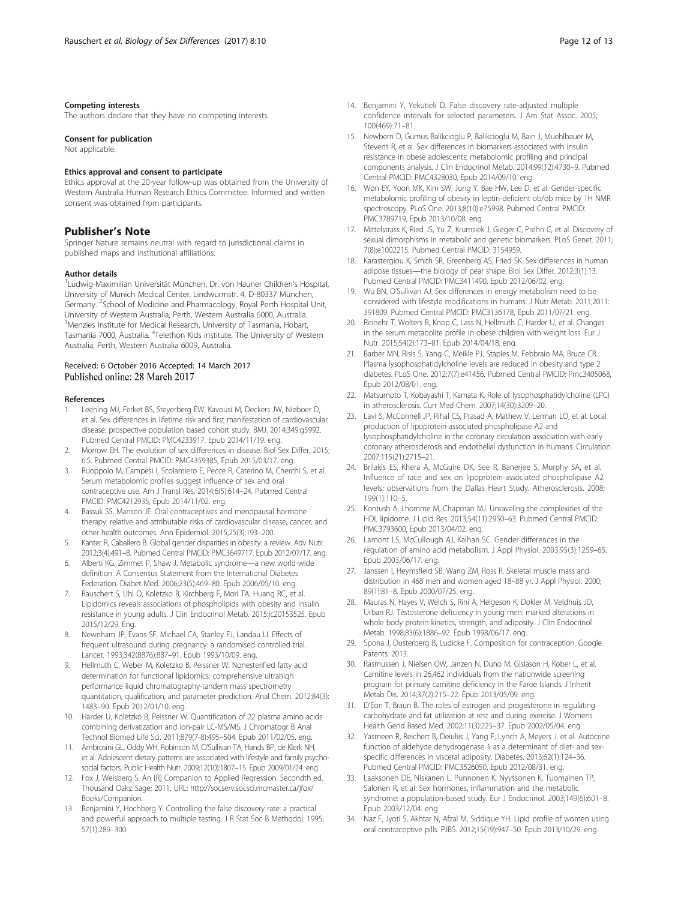#### Competing interests

The authors declare that they have no competing interests.

#### Consent for publication

Not applicable.

#### Ethics approval and consent to participate

Ethics approval at the 20-year follow-up was obtained from the University of Western Australia Human Research Ethics Committee. Informed and written consent was obtained from participants.

## Publisher's Note

Springer Nature remains neutral with regard to jurisdictional claims in published maps and institutional affiliations.

#### Author details

[1]Ludwig-Maximilian Universität München, Dr. von Hauner Children's Hospital, University of Munich Medical Center, Lindwurmstr. 4, D-80337 München, Germany. [2]School of Medicine and Pharmacology, Royal Perth Hospital Unit, University of Western Australia, Perth, Western Australia 6000, Australia. [3]Menzies Institute for Medical Research, University of Tasmania, Hobart, Tasmania 7000, Australia. [4]Telethon Kids institute, The University of Western Australia, Perth, Western Australia 6009, Australia.

Received: 6 October 2016 Accepted: 14 March 2017
Published online: 28 March 2017

#### References

1. Leening MJ, Ferket BS, Steyerberg EW, Kavousi M, Deckers JW, Nieboer D, et al. Sex differences in lifetime risk and first manifestation of cardiovascular disease: prospective population based cohort study. BMJ. 2014;349:g5992. Pubmed Central PMCID: PMC4233917. Epub 2014/11/19. eng.
2. Morrow EH. The evolution of sex differences in disease. Biol Sex Differ. 2015; 6:5. Pubmed Central PMCID: PMC4359385, Epub 2015/03/17. eng.
3. Ruoppolo M, Campesi I, Scolamiero E, Pecce R, Caterino M, Cherchi S, et al. Serum metabolomic profiles suggest influence of sex and oral contraceptive use. Am J Transl Res. 2014;6(5):614–24. Pubmed Central PMCID: PMC4212935, Epub 2014/11/02. eng.
4. Bassuk SS, Manson JE. Oral contraceptives and menopausal hormone therapy: relative and attributable risks of cardiovascular disease, cancer, and other health outcomes. Ann Epidemiol. 2015;25(3):193–200.
5. Kanter R, Caballero B. Global gender disparities in obesity: a review. Adv Nutr. 2012;3(4):491–8. Pubmed Central PMCID: PMC3649717. Epub 2012/07/17. eng.
6. Alberti KG, Zimmet P, Shaw J. Metabolic syndrome—a new world-wide definition. A Consensus Statement from the International Diabetes Federation. Diabet Med. 2006;23(5):469–80. Epub 2006/05/10. eng.
7. Rauschert S, Uhl O, Koletzko B, Kirchberg F, Mori TA, Huang RC, et al. Lipidomics reveals associations of phospholipids with obesity and insulin resistance in young adults. J Clin Endocrinol Metab. 2015:jc20153525. Epub 2015/12/29. Eng.
8. Newnham JP, Evans SF, Michael CA, Stanley FJ, Landau LI. Effects of frequent ultrasound during pregnancy: a randomised controlled trial. Lancet. 1993;342(8876):887–91. Epub 1993/10/09. eng.
9. Hellmuth C, Weber M, Koletzko B, Peissner W. Nonesterified fatty acid determination for functional lipidomics: comprehensive ultrahigh performance liquid chromatography-tandem mass spectrometry quantitation, qualification, and parameter prediction. Anal Chem. 2012;84(3): 1483–90. Epub 2012/01/10. eng.
10. Harder U, Koletzko B, Peissner W. Quantification of 22 plasma amino acids combining derivatization and ion-pair LC-MS/MS. J Chromatogr B Anal Technol Biomed Life Sci. 2011;879(7-8):495–504. Epub 2011/02/05. eng.
11. Ambrosini GL, Oddy WH, Robinson M, O'Sullivan TA, Hands BP, de Klerk NH, et al. Adolescent dietary patterns are associated with lifestyle and family psycho-social factors. Public Health Nutr. 2009;12(10):1807–15. Epub 2009/01/24. eng.
12. Fox J, Weisberg S. An {R} Companion to Applied Regression. Secondth ed. Thousand Oaks: Sage; 2011. URL: http://socserv.socsci.mcmaster.ca/jfox/Books/Companion.
13. Benjamini Y, Hochberg Y. Controlling the false discovery rate: a practical and powerful approach to multiple testing. J R Stat Soc B Methodol. 1995; 57(1):289–300.
14. Benjamini Y, Yekutieli D. False discovery rate-adjusted multiple confidence intervals for selected parameters. J Am Stat Assoc. 2005; 100(469):71–81.
15. Newbern D, Gumus Balikcioglu P, Balikcioglu M, Bain J, Muehlbauer M, Stevens R, et al. Sex differences in biomarkers associated with insulin resistance in obese adolescents: metabolomic profiling and principal components analysis. J Clin Endocrinol Metab. 2014;99(12):4730–9. Pubmed Central PMCID: PMC4328030, Epub 2014/09/10. eng.
16. Won EY, Yoon MK, Kim SW, Jung Y, Bae HW, Lee D, et al. Gender-specific metabolomic profiling of obesity in leptin-deficient ob/ob mice by 1H NMR spectroscopy. PLoS One. 2013;8(10):e75998. Pubmed Central PMCID: PMC3789719, Epub 2013/10/08. eng.
17. Mittelstrass K, Ried JS, Yu Z, Krumsiek J, Gieger C, Prehn C, et al. Discovery of sexual dimorphisms in metabolic and genetic biomarkers. PLoS Genet. 2011; 7(8):e1002215. Pubmed Central PMCID: 3154959.
18. Karastergiou K, Smith SR, Greenberg AS, Fried SK. Sex differences in human adipose tissues—the biology of pear shape. Biol Sex Differ. 2012;3(1):13. Pubmed Central PMCID: PMC3411490, Epub 2012/06/02. eng.
19. Wu BN, O'Sullivan AJ. Sex differences in energy metabolism need to be considered with lifestyle modifications in humans. J Nutr Metab. 2011;2011: 391809. Pubmed Central PMCID: PMC3136178, Epub 2011/07/21. eng.
20. Reinehr T, Wolters B, Knop C, Lass N, Hellmuth C, Harder U, et al. Changes in the serum metabolite profile in obese children with weight loss. Eur J Nutr. 2015;54(2):173–81. Epub 2014/04/18. eng.
21. Barber MN, Risis S, Yang C, Meikle PJ, Staples M, Febbraio MA, Bruce CR. Plasma lysophosphatidylcholine levels are reduced in obesity and type 2 diabetes. PLoS One. 2012;7(7):e41456. Pubmed Central PMCID: Pmc3405068, Epub 2012/08/01. eng.
22. Matsumoto T, Kobayashi T, Kamata K. Role of lysophosphatidylcholine (LPC) in atherosclerosis. Curr Med Chem. 2007;14(30):3209–20.
23. Lavi S, McConnell JP, Rihal CS, Prasad A, Mathew V, Lerman LO, et al. Local production of lipoprotein-associated phospholipase A2 and lysophosphatidylcholine in the coronary circulation association with early coronary atherosclerosis and endothelial dysfunction in humans. Circulation. 2007;115(21):2715–21.
24. Brilakis ES, Khera A, McGuire DK, See R, Banerjee S, Murphy SA, et al. Influence of race and sex on lipoprotein-associated phospholipase A2 levels: observations from the Dallas Heart Study. Atherosclerosis. 2008; 199(1):110–5.
25. Kontush A, Lhomme M, Chapman MJ. Unraveling the complexities of the HDL lipidome. J Lipid Res. 2013;54(11):2950–63. Pubmed Central PMCID: PMC3793600, Epub 2013/04/02. eng.
26. Lamont LS, McCullough AJ, Kalhan SC. Gender differences in the regulation of amino acid metabolism. J Appl Physiol. 2003;95(3):1259–65. Epub 2003/06/17. eng.
27. Janssen I, Heymsfield SB, Wang ZM, Ross R. Skeletal muscle mass and distribution in 468 men and women aged 18–88 yr. J Appl Physiol. 2000; 89(1):81–8. Epub 2000/07/25. eng.
28. Mauras N, Hayes V, Welch S, Rini A, Helgeson K, Dokler M, Veldhuis JD, Urban RJ. Testosterone deficiency in young men: marked alterations in whole body protein kinetics, strength, and adiposity. J Clin Endocrinol Metab. 1998;83(6):1886–92. Epub 1998/06/17. eng.
29. Spona J, Dusterberg B, Ludicke F. Composition for contraception. Google Patents. 2013.
30. Rasmussen J, Nielsen OW, Janzen N, Duno M, Gislason H, Kober L, et al. Carnitine levels in 26,462 individuals from the nationwide screening program for primary carnitine deficiency in the Faroe Islands. J Inherit Metab Dis. 2014;37(2):215–22. Epub 2013/05/09. eng.
31. D'Eon T, Braun B. The roles of estrogen and progesterone in regulating carbohydrate and fat utilization at rest and during exercise. J Womens Health Gend Based Med. 2002;11(3):225–37. Epub 2002/05/04. eng.
32. Yasmeen R, Reichert B, Deiuliis J, Yang F, Lynch A, Meyers J, et al. Autocrine function of aldehyde dehydrogenase 1 as a determinant of diet- and sex-specific differences in visceral adiposity. Diabetes. 2013;62(1):124–36. Pubmed Central PMCID: PMC3526050, Epub 2012/08/31. eng.
33. Laaksonen DE, Niskanen L, Punnonen K, Nyyssonen K, Tuomainen TP, Salonen R, et al. Sex hormones, inflammation and the metabolic syndrome: a population-based study. Eur J Endocrinol. 2003;149(6):601–8. Epub 2003/12/04. eng.
34. Naz F, Jyoti S, Akhtar N, Afzal M, Siddique YH. Lipid profile of women using oral contraceptive pills. PJBS. 2012;15(19):947–50. Epub 2013/10/29. eng.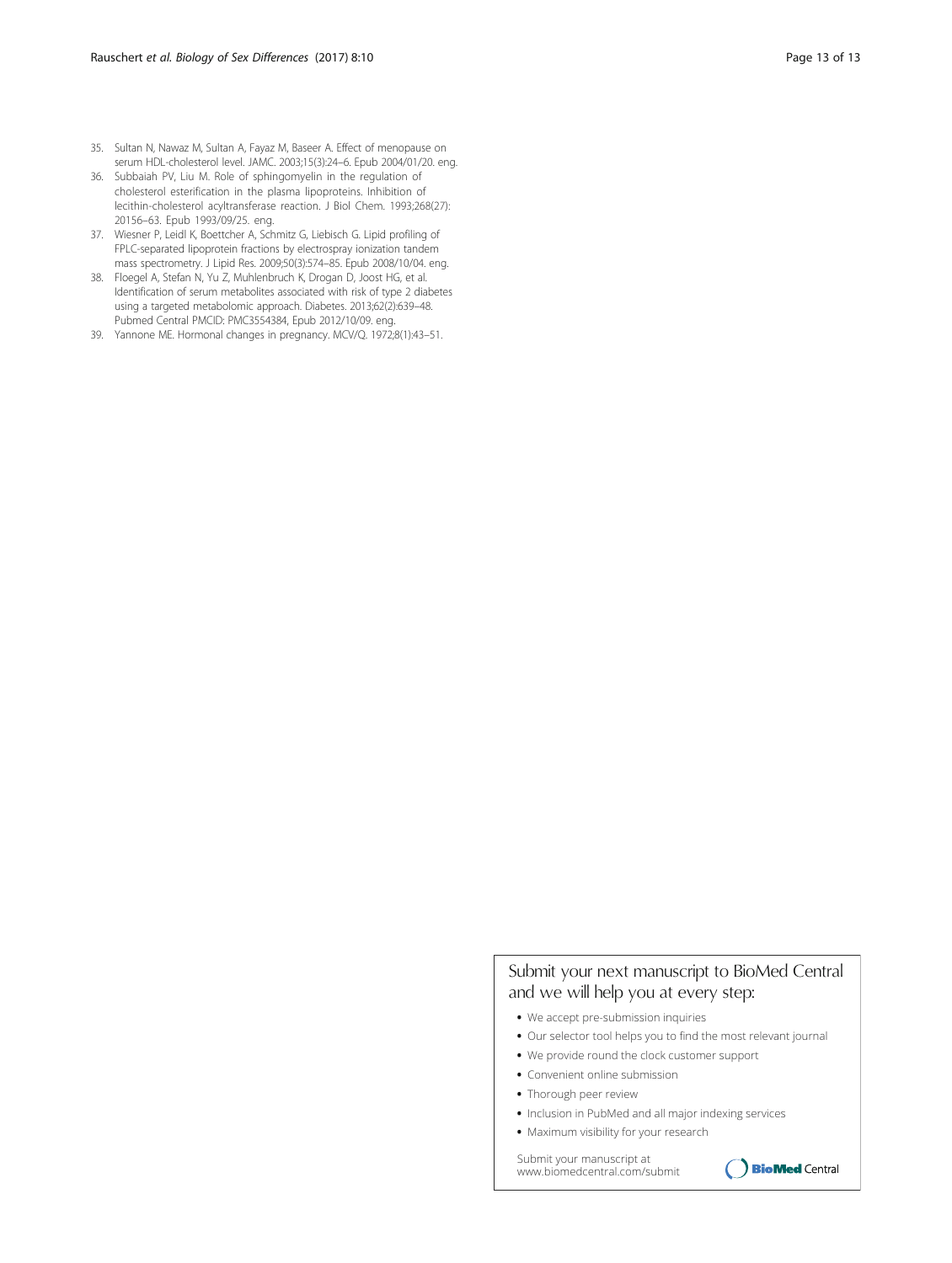35. Sultan N, Nawaz M, Sultan A, Fayaz M, Baseer A. Effect of menopause on serum HDL-cholesterol level. JAMC. 2003;15(3):24–6. Epub 2004/01/20. eng.
36. Subbaiah PV, Liu M. Role of sphingomyelin in the regulation of cholesterol esterification in the plasma lipoproteins. Inhibition of lecithin-cholesterol acyltransferase reaction. J Biol Chem. 1993;268(27): 20156–63. Epub 1993/09/25. eng.
37. Wiesner P, Leidl K, Boettcher A, Schmitz G, Liebisch G. Lipid profiling of FPLC-separated lipoprotein fractions by electrospray ionization tandem mass spectrometry. J Lipid Res. 2009;50(3):574–85. Epub 2008/10/04. eng.
38. Floegel A, Stefan N, Yu Z, Muhlenbruch K, Drogan D, Joost HG, et al. Identification of serum metabolites associated with risk of type 2 diabetes using a targeted metabolomic approach. Diabetes. 2013;62(2):639–48. Pubmed Central PMCID: PMC3554384, Epub 2012/10/09. eng.
39. Yannone ME. Hormonal changes in pregnancy. MCV/Q. 1972;8(1):43–51.

Submit your next manuscript to BioMed Central and we will help you at every step:

- We accept pre-submission inquiries
- Our selector tool helps you to find the most relevant journal
- We provide round the clock customer support
- Convenient online submission
- Thorough peer review
- Inclusion in PubMed and all major indexing services
- Maximum visibility for your research

Submit your manuscript at www.biomedcentral.com/submit

BioMed Central